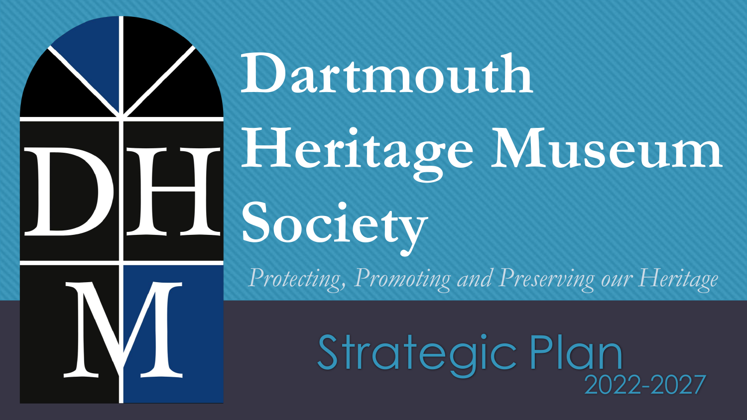# Dartmouth Heritage Museum Society

*Protecting, Promoting and Preserving our Heritage*

## Strategic Plan

2022-2027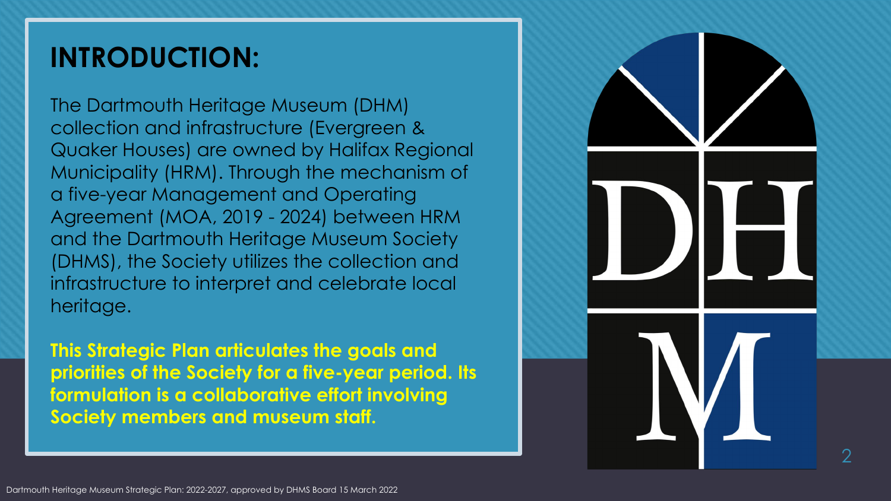## INTRODUCTION:

The Dartmouth Heritage Museum (DHM) collection and infrastructure (Evergreen & Quaker Houses) are owned by Halifax Regional Municipality (HRM). Through the mechanism of a five-year Management and Operating Agreement (MOA, 2019 - 2024) between HRM and the Dartmouth Heritage Museum Society (DHMS), the Society utilizes the collection and infrastructure to interpret and celebrate local heritage.

**This Strategic Plan articulates the goals and priorities of the Society for a five-year period. Its formulation is a collaborative effort involving Society members and museum staff.**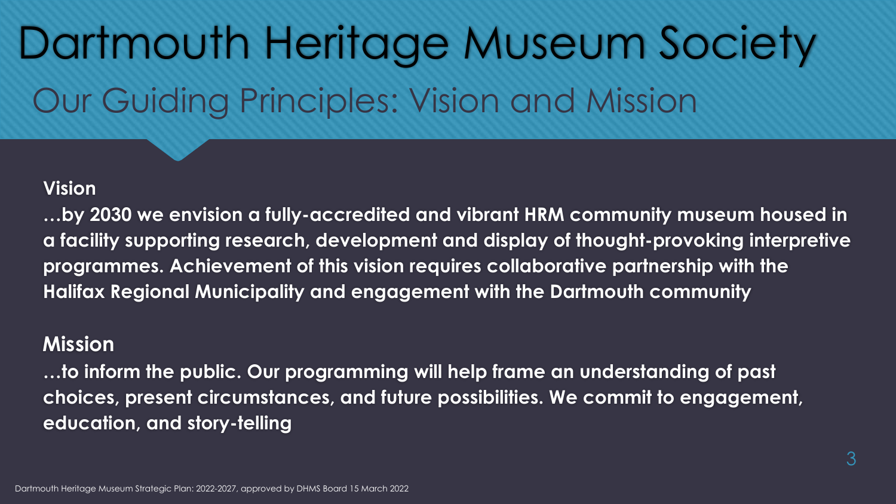# Dartmouth Heritage Museum Society

## Our Guiding Principles: Vision and Mission

**Vision**

**…by 2030 we envision a fully-accredited and vibrant HRM community museum housed in a facility supporting research, development and display of thought-provoking interpretive programmes. Achievement of this vision requires collaborative partnership with the Halifax Regional Municipality and engagement with the Dartmouth community**

**Mission**

**…to inform the public. Our programming will help frame an understanding of past choices, present circumstances, and future possibilities. We commit to engagement, education, and story-telling**

Dartmouth Heritage Museum Strategic Plan: 2022-2027, approved by DHMS Board 15 March 2022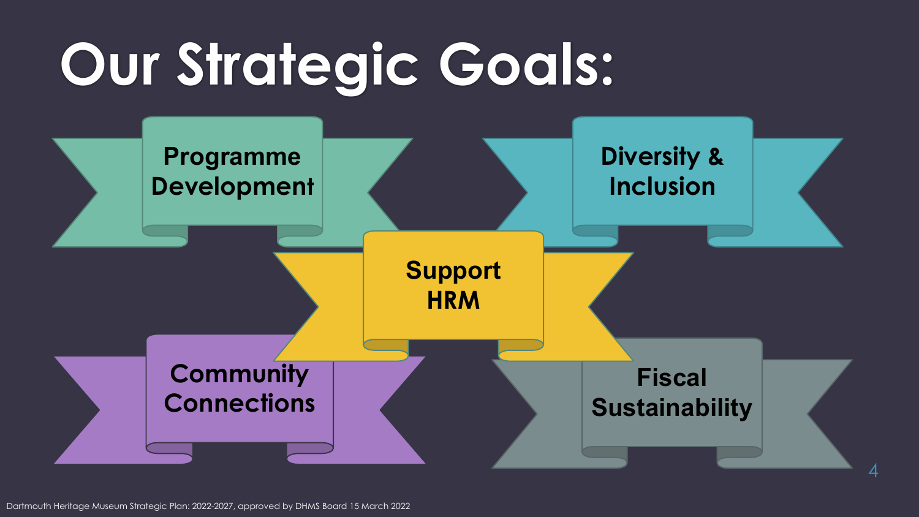# Our Strategic Goals:

- Programme Development
- Diversity & Inclusion
- Support HRM
- Community Connections
- Fiscal Sustainability

Dartmouth Heritage Museum Strategic Plan: 2022-2027, approved by DHMS Board 15 March 2022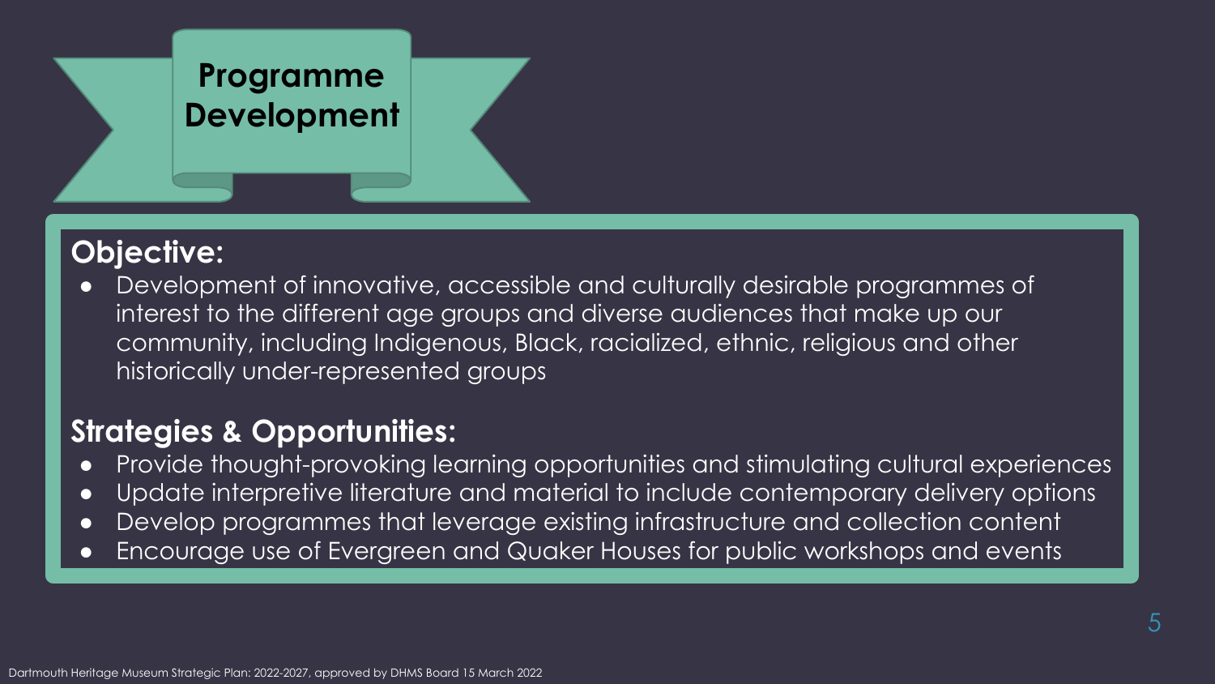# Programme Development

## Objective:

- Development of innovative, accessible and culturally desirable programmes of interest to the different age groups and diverse audiences that make up our community, including Indigenous, Black, racialized, ethnic, religious and other historically under-represented groups

## Strategies & Opportunities:

- Provide thought-provoking learning opportunities and stimulating cultural experiences
- Update interpretive literature and material to include contemporary delivery options
- Develop programmes that leverage existing infrastructure and collection content
- Encourage use of Evergreen and Quaker Houses for public workshops and events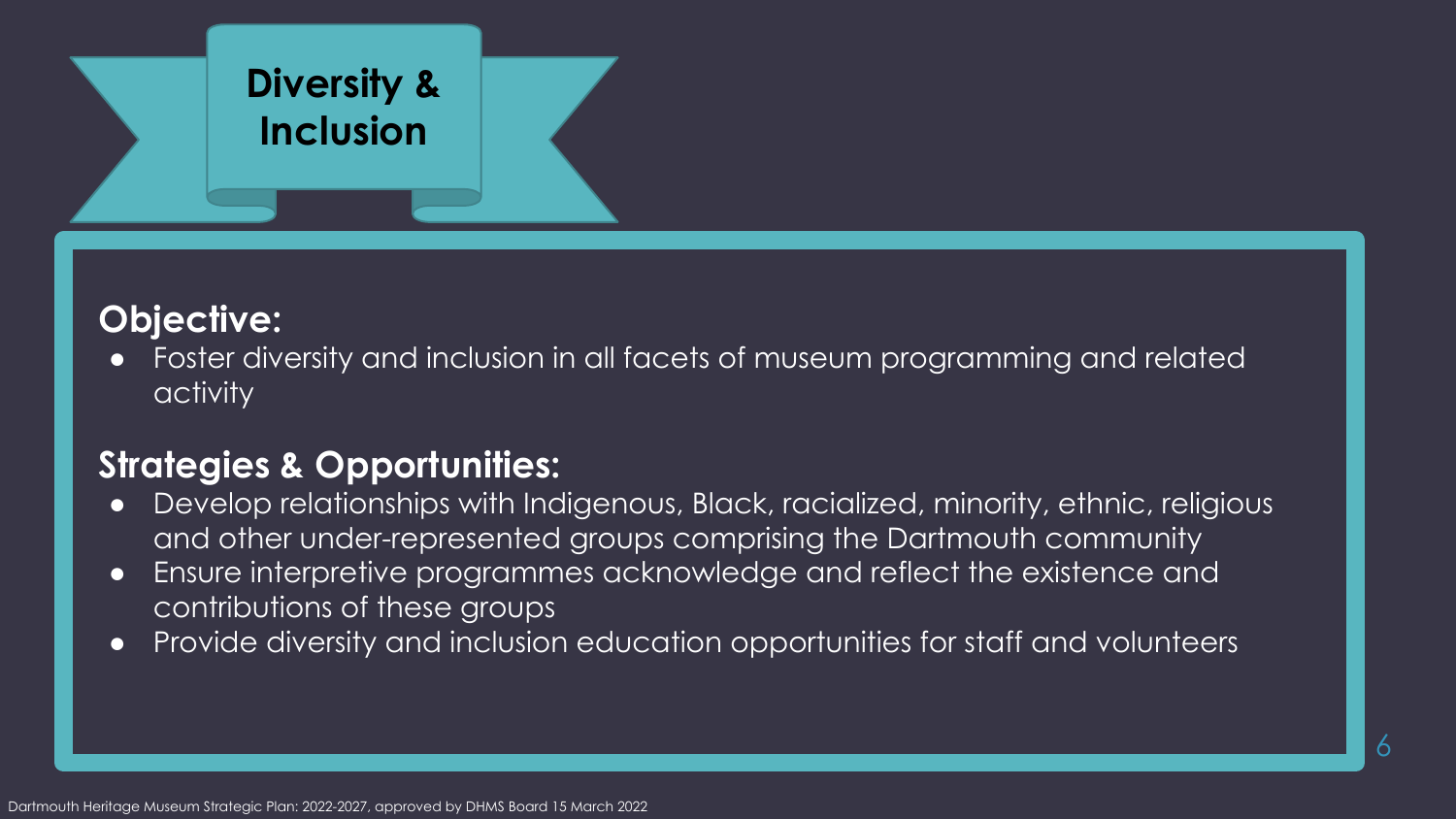# Diversity & Inclusion

## Objective:

- Foster diversity and inclusion in all facets of museum programming and related activity

## Strategies & Opportunities:

- Develop relationships with Indigenous, Black, racialized, minority, ethnic, religious and other under-represented groups comprising the Dartmouth community
- Ensure interpretive programmes acknowledge and reflect the existence and contributions of these groups
- Provide diversity and inclusion education opportunities for staff and volunteers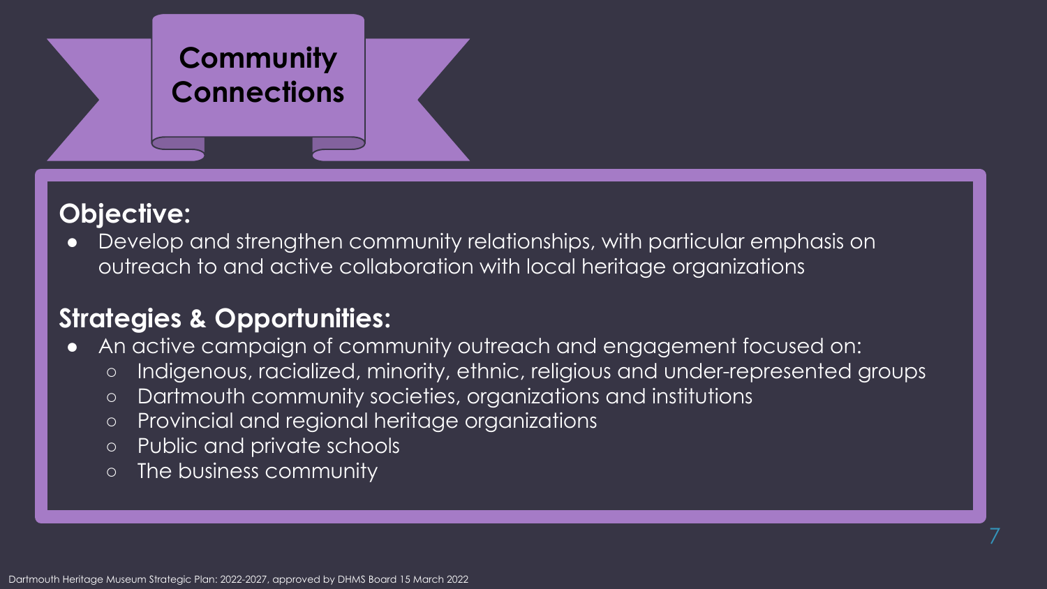# Community Connections

**Objective:**

- Develop and strengthen community relationships, with particular emphasis on outreach to and active collaboration with local heritage organizations

**Strategies & Opportunities:**

- An active campaign of community outreach and engagement focused on:
  - Indigenous, racialized, minority, ethnic, religious and under-represented groups
  - Dartmouth community societies, organizations and institutions
  - Provincial and regional heritage organizations
  - Public and private schools
  - The business community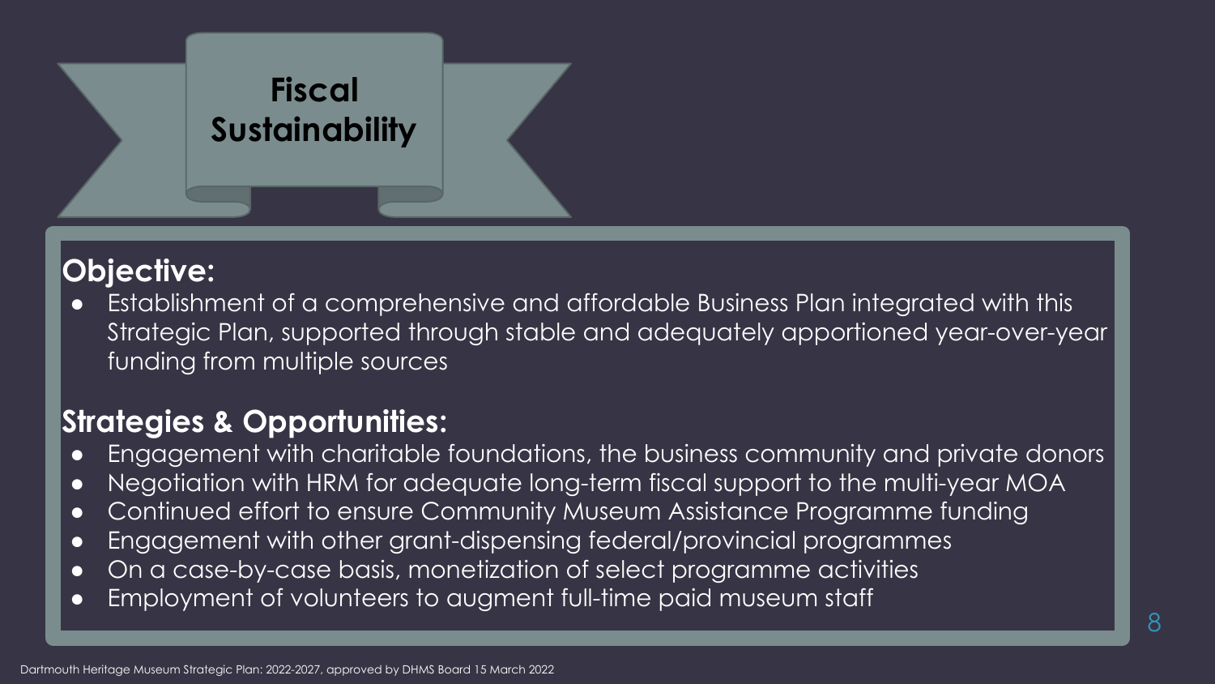# Fiscal Sustainability

## Objective:

- Establishment of a comprehensive and affordable Business Plan integrated with this Strategic Plan, supported through stable and adequately apportioned year-over-year funding from multiple sources

## Strategies & Opportunities:

- Engagement with charitable foundations, the business community and private donors
- Negotiation with HRM for adequate long-term fiscal support to the multi-year MOA
- Continued effort to ensure Community Museum Assistance Programme funding
- Engagement with other grant-dispensing federal/provincial programmes
- On a case-by-case basis, monetization of select programme activities
- Employment of volunteers to augment full-time paid museum staff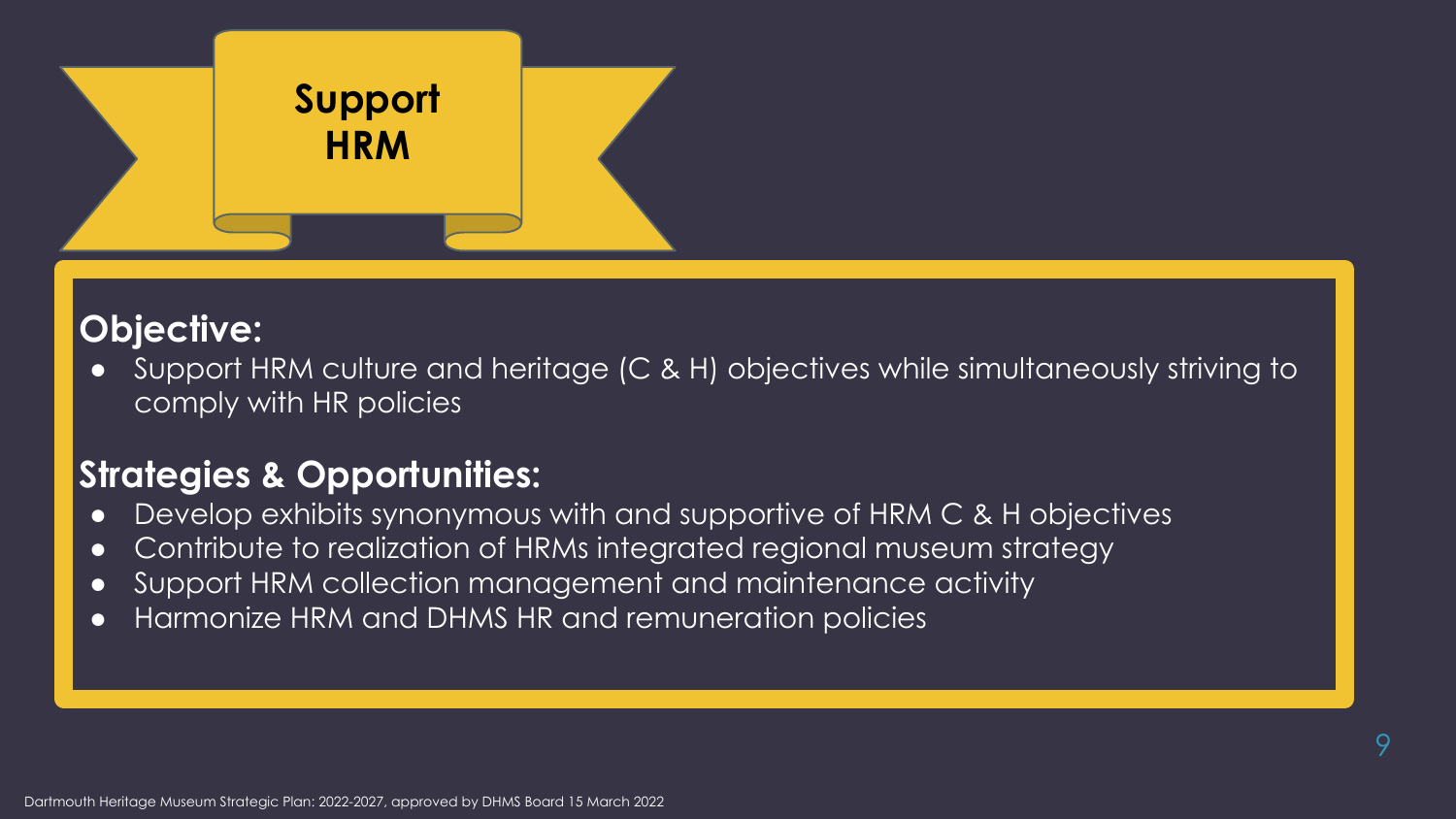# Support HRM

## Objective:

- Support HRM culture and heritage (C & H) objectives while simultaneously striving to comply with HR policies

## Strategies & Opportunities:

- Develop exhibits synonymous with and supportive of HRM C & H objectives
- Contribute to realization of HRMs integrated regional museum strategy
- Support HRM collection management and maintenance activity
- Harmonize HRM and DHMS HR and remuneration policies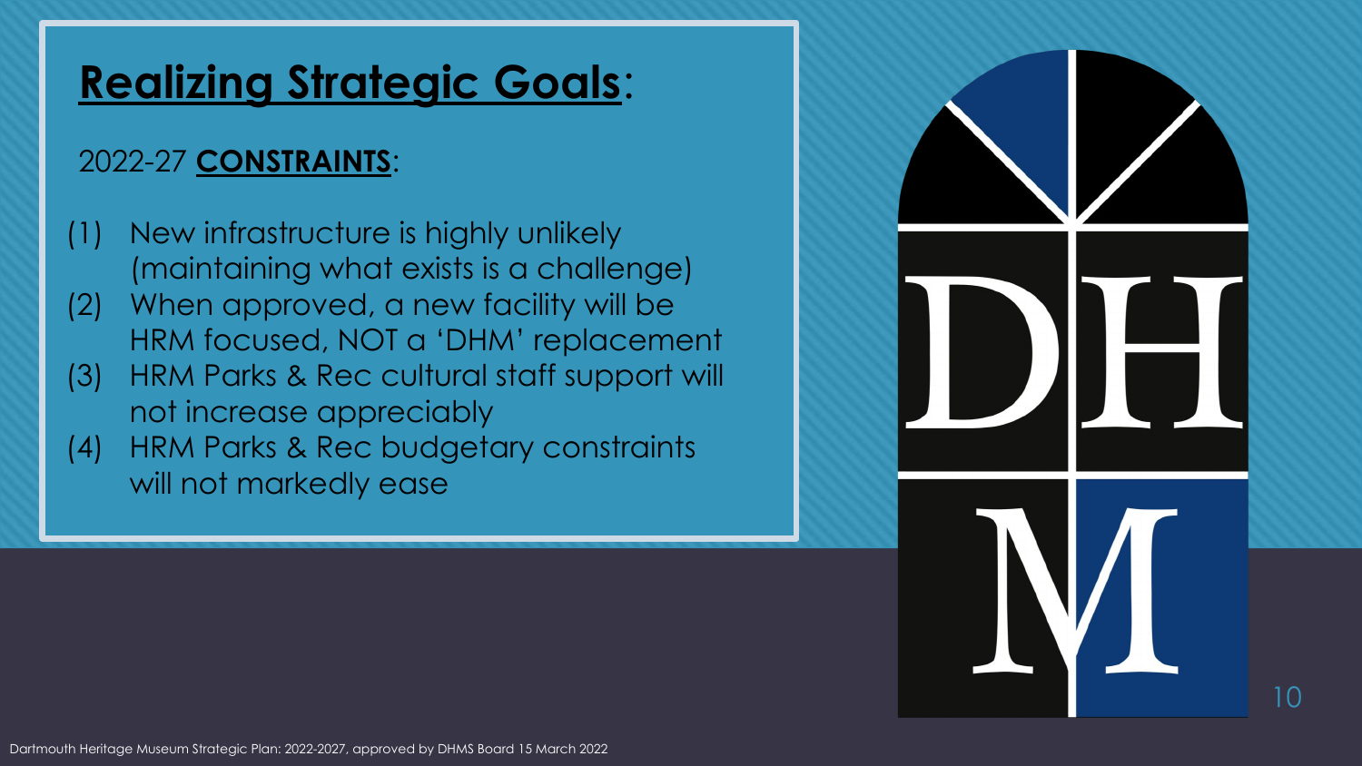# Realizing Strategic Goals:

2022-27 **CONSTRAINTS**:

(1) New infrastructure is highly unlikely (maintaining what exists is a challenge)
(2) When approved, a new facility will be HRM focused, NOT a 'DHM' replacement
(3) HRM Parks & Rec cultural staff support will not increase appreciably
(4) HRM Parks & Rec budgetary constraints will not markedly ease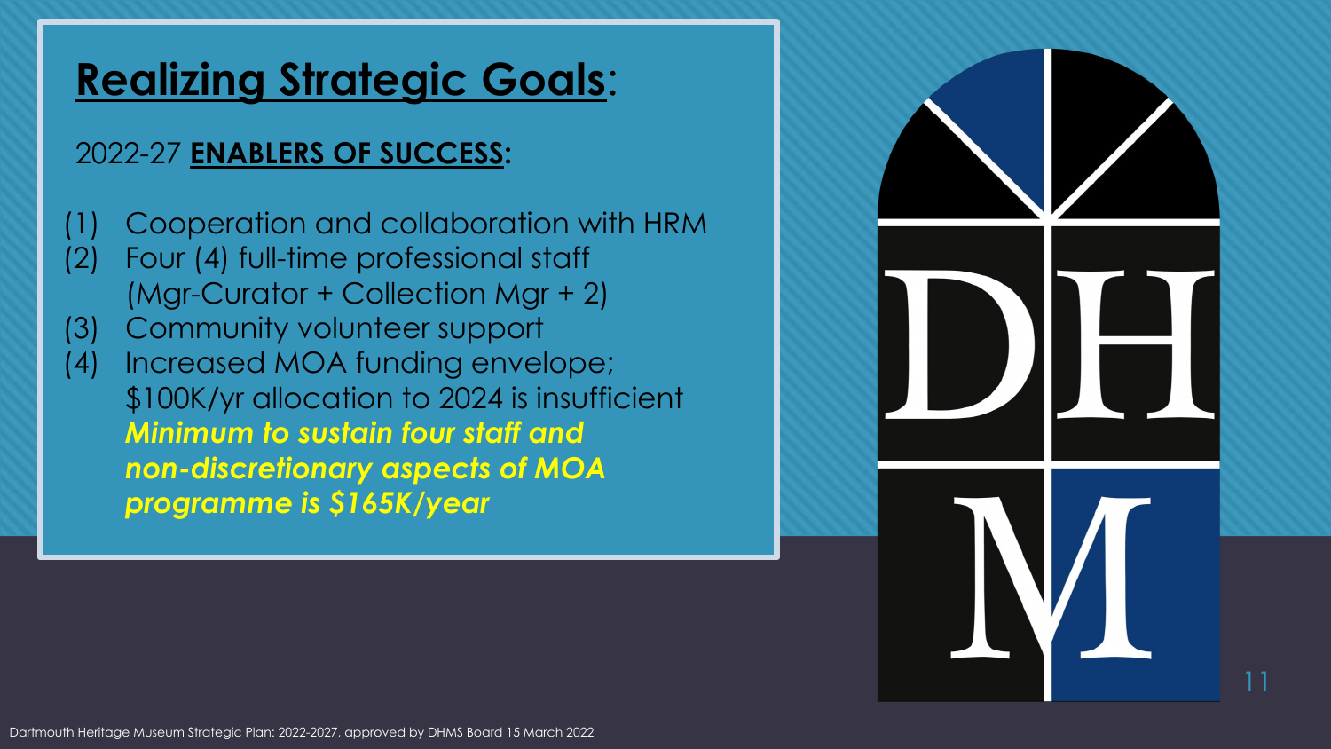# Realizing Strategic Goals:

2022-27 **ENABLERS OF SUCCESS:**

(1) Cooperation and collaboration with HRM
(2) Four (4) full-time professional staff (Mgr-Curator + Collection Mgr + 2)
(3) Community volunteer support
(4) Increased MOA funding envelope; $100K/yr allocation to 2024 is insufficient
***Minimum to sustain four staff and non-discretionary aspects of MOA programme is $165K/year***

Dartmouth Heritage Museum Strategic Plan: 2022-2027, approved by DHMS Board 15 March 2022